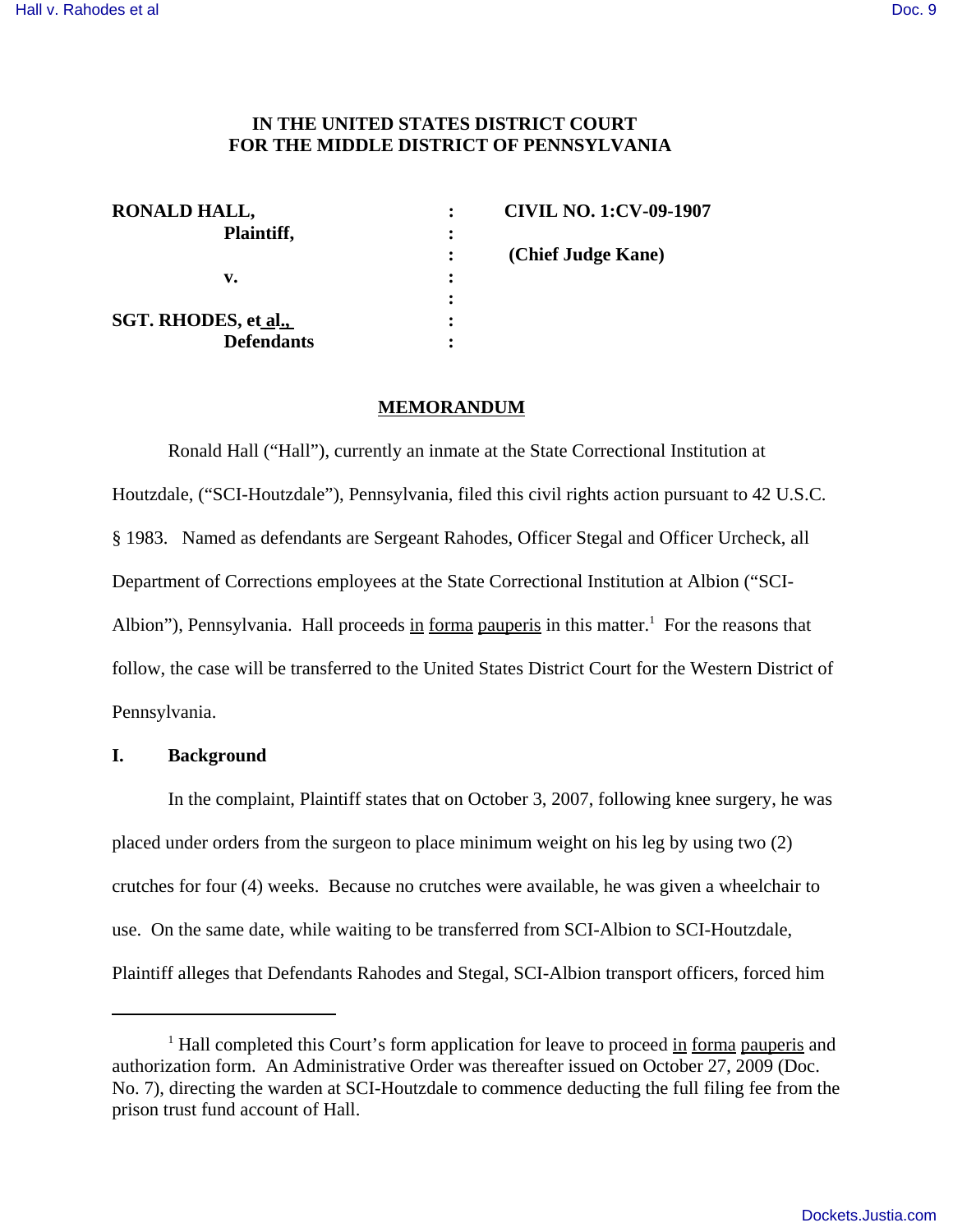**IN THE UNITED STATES DISTRICT COURT**
**FOR THE MIDDLE DISTRICT OF PENNSYLVANIA**

| | | |
|---|---|---|
| **RONALD HALL,** | **:** | **CIVIL NO. 1:CV-09-1907** |
| **Plaintiff,** | **:** | |
| | **:** | **(Chief Judge Kane)** |
| **v.** | **:** | |
| | **:** | |
| **SGT. RHODES, et al.,** | **:** | |
| **Defendants** | **:** | |

## MEMORANDUM

Ronald Hall ("Hall"), currently an inmate at the State Correctional Institution at Houtzdale, ("SCI-Houtzdale"), Pennsylvania, filed this civil rights action pursuant to 42 U.S.C. § 1983. Named as defendants are Sergeant Rahodes, Officer Stegal and Officer Urcheck, all Department of Corrections employees at the State Correctional Institution at Albion ("SCI-Albion"), Pennsylvania. Hall proceeds in forma pauperis in this matter.[1] For the reasons that follow, the case will be transferred to the United States District Court for the Western District of Pennsylvania.

### I. Background

In the complaint, Plaintiff states that on October 3, 2007, following knee surgery, he was placed under orders from the surgeon to place minimum weight on his leg by using two (2) crutches for four (4) weeks. Because no crutches were available, he was given a wheelchair to use. On the same date, while waiting to be transferred from SCI-Albion to SCI-Houtzdale, Plaintiff alleges that Defendants Rahodes and Stegal, SCI-Albion transport officers, forced him

---

[1] Hall completed this Court's form application for leave to proceed in forma pauperis and authorization form. An Administrative Order was thereafter issued on October 27, 2009 (Doc. No. 7), directing the warden at SCI-Houtzdale to commence deducting the full filing fee from the prison trust fund account of Hall.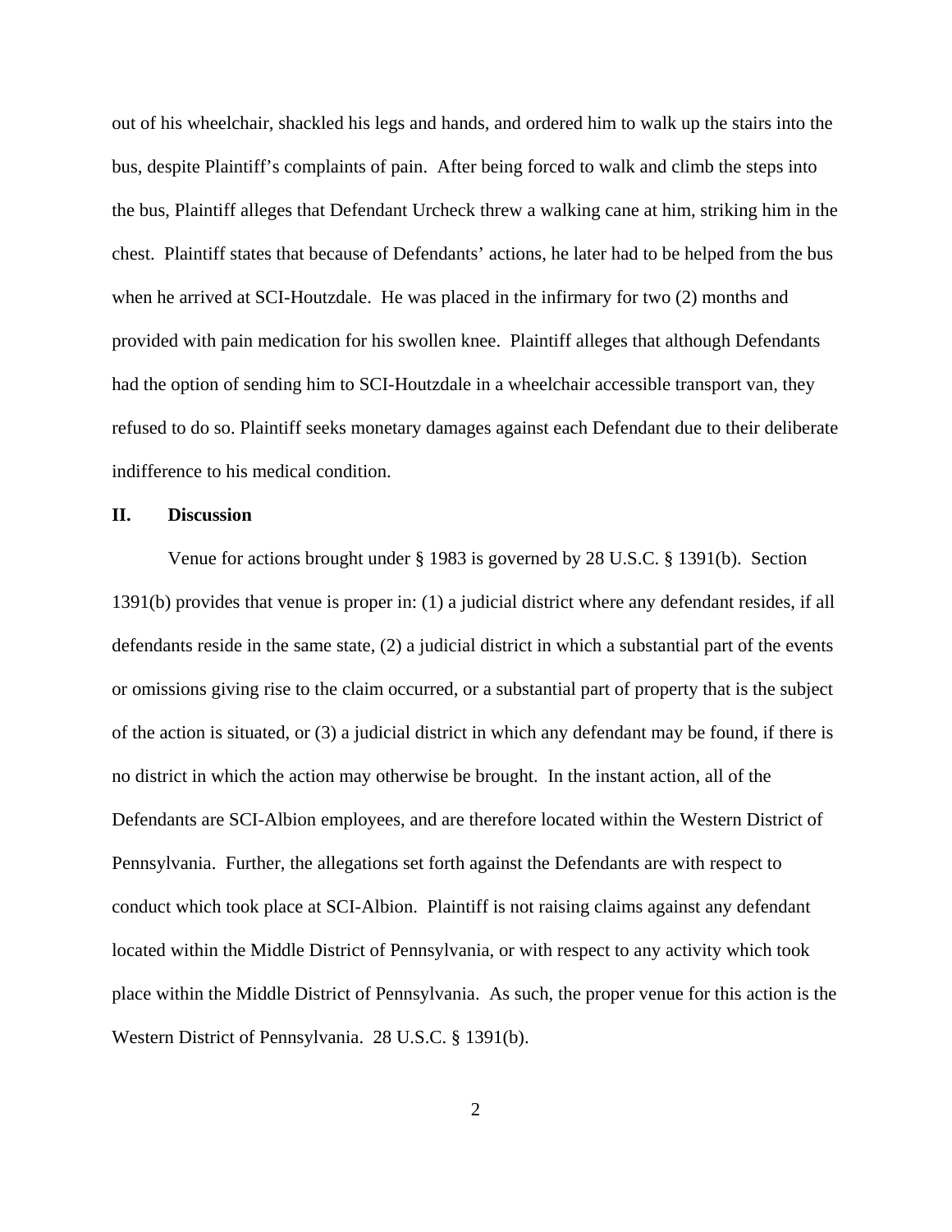out of his wheelchair, shackled his legs and hands, and ordered him to walk up the stairs into the bus, despite Plaintiff's complaints of pain. After being forced to walk and climb the steps into the bus, Plaintiff alleges that Defendant Urcheck threw a walking cane at him, striking him in the chest. Plaintiff states that because of Defendants' actions, he later had to be helped from the bus when he arrived at SCI-Houtzdale. He was placed in the infirmary for two (2) months and provided with pain medication for his swollen knee. Plaintiff alleges that although Defendants had the option of sending him to SCI-Houtzdale in a wheelchair accessible transport van, they refused to do so. Plaintiff seeks monetary damages against each Defendant due to their deliberate indifference to his medical condition.

## II. Discussion

Venue for actions brought under § 1983 is governed by 28 U.S.C. § 1391(b). Section 1391(b) provides that venue is proper in: (1) a judicial district where any defendant resides, if all defendants reside in the same state, (2) a judicial district in which a substantial part of the events or omissions giving rise to the claim occurred, or a substantial part of property that is the subject of the action is situated, or (3) a judicial district in which any defendant may be found, if there is no district in which the action may otherwise be brought. In the instant action, all of the Defendants are SCI-Albion employees, and are therefore located within the Western District of Pennsylvania. Further, the allegations set forth against the Defendants are with respect to conduct which took place at SCI-Albion. Plaintiff is not raising claims against any defendant located within the Middle District of Pennsylvania, or with respect to any activity which took place within the Middle District of Pennsylvania. As such, the proper venue for this action is the Western District of Pennsylvania. 28 U.S.C. § 1391(b).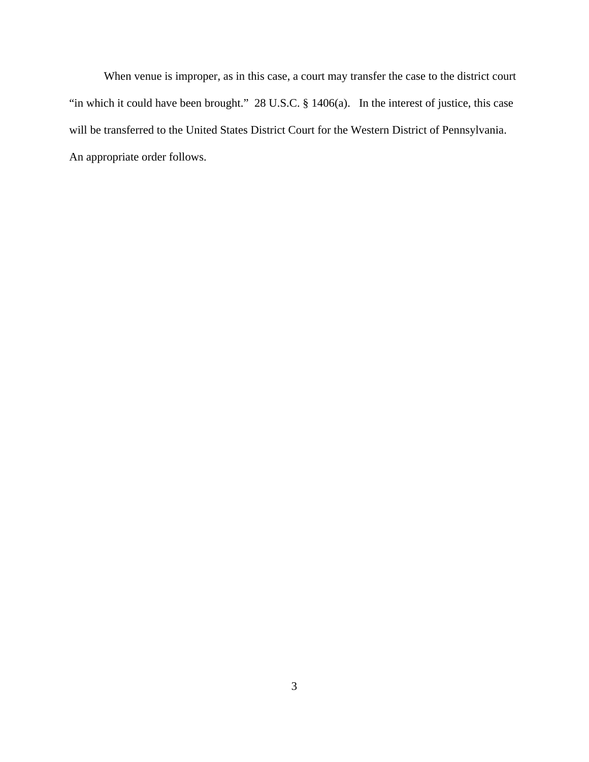When venue is improper, as in this case, a court may transfer the case to the district court "in which it could have been brought." 28 U.S.C. § 1406(a). In the interest of justice, this case will be transferred to the United States District Court for the Western District of Pennsylvania. An appropriate order follows.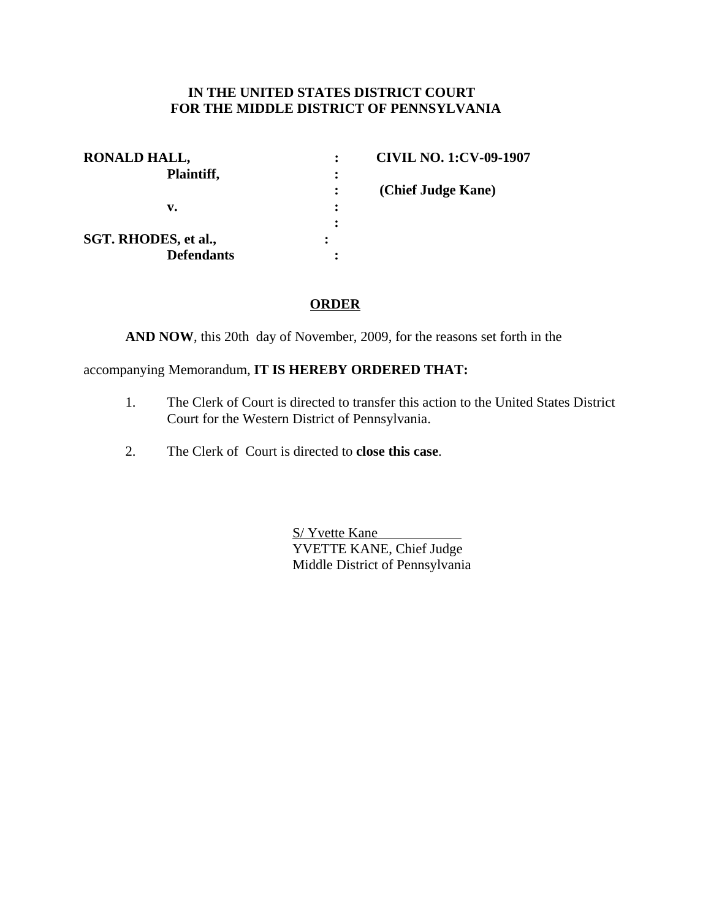**IN THE UNITED STATES DISTRICT COURT**
**FOR THE MIDDLE DISTRICT OF PENNSYLVANIA**

| | | |
|---|---|---|
| **RONALD HALL,** | **:** | **CIVIL NO. 1:CV-09-1907** |
| **Plaintiff,** | **:** | |
| | **:** | **(Chief Judge Kane)** |
| **v.** | **:** | |
| | **:** | |
| **SGT. RHODES, et al.,** | **:** | |
| **Defendants** | **:** | |

## ORDER

**AND NOW**, this 20th day of November, 2009, for the reasons set forth in the accompanying Memorandum, **IT IS HEREBY ORDERED THAT:**

1. The Clerk of Court is directed to transfer this action to the United States District Court for the Western District of Pennsylvania.

2. The Clerk of Court is directed to **close this case**.

S/ Yvette Kane
YVETTE KANE, Chief Judge
Middle District of Pennsylvania